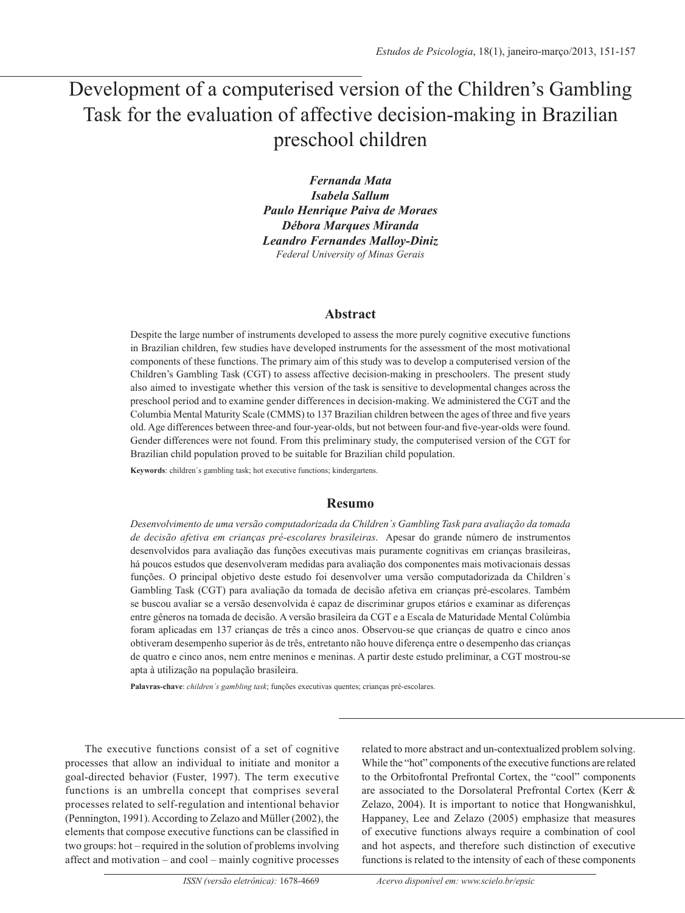# Development of a computerised version of the Children's Gambling Task for the evaluation of affective decision-making in Brazilian preschool children

***Fernanda Mata***
***Isabela Sallum***
***Paulo Henrique Paiva de Moraes***
***Débora Marques Miranda***
***Leandro Fernandes Malloy-Diniz***
*Federal University of Minas Gerais*

## Abstract

Despite the large number of instruments developed to assess the more purely cognitive executive functions in Brazilian children, few studies have developed instruments for the assessment of the most motivational components of these functions. The primary aim of this study was to develop a computerised version of the Children's Gambling Task (CGT) to assess affective decision-making in preschoolers. The present study also aimed to investigate whether this version of the task is sensitive to developmental changes across the preschool period and to examine gender differences in decision-making. We administered the CGT and the Columbia Mental Maturity Scale (CMMS) to 137 Brazilian children between the ages of three and five years old. Age differences between three-and four-year-olds, but not between four-and five-year-olds were found. Gender differences were not found. From this preliminary study, the computerised version of the CGT for Brazilian child population proved to be suitable for Brazilian child population.

**Keywords**: children´s gambling task; hot executive functions; kindergartens.

## Resumo

*Desenvolvimento de uma versão computadorizada da Children´s Gambling Task para avaliação da tomada de decisão afetiva em crianças pré-escolares brasileiras*. Apesar do grande número de instrumentos desenvolvidos para avaliação das funções executivas mais puramente cognitivas em crianças brasileiras, há poucos estudos que desenvolveram medidas para avaliação dos componentes mais motivacionais dessas funções. O principal objetivo deste estudo foi desenvolver uma versão computadorizada da Children´s Gambling Task (CGT) para avaliação da tomada de decisão afetiva em crianças pré-escolares. Também se buscou avaliar se a versão desenvolvida é capaz de discriminar grupos etários e examinar as diferenças entre gêneros na tomada de decisão. A versão brasileira da CGT e a Escala de Maturidade Mental Colúmbia foram aplicadas em 137 crianças de três a cinco anos. Observou-se que crianças de quatro e cinco anos obtiveram desempenho superior às de três, entretanto não houve diferença entre o desempenho das crianças de quatro e cinco anos, nem entre meninos e meninas. A partir deste estudo preliminar, a CGT mostrou-se apta à utilização na população brasileira.

**Palavras-chave**: *children´s gambling task*; funções executivas quentes; crianças pré-escolares.

The executive functions consist of a set of cognitive processes that allow an individual to initiate and monitor a goal-directed behavior (Fuster, 1997). The term executive functions is an umbrella concept that comprises several processes related to self-regulation and intentional behavior (Pennington, 1991). According to Zelazo and Müller (2002), the elements that compose executive functions can be classified in two groups: hot – required in the solution of problems involving affect and motivation – and cool – mainly cognitive processes related to more abstract and un-contextualized problem solving. While the "hot" components of the executive functions are related to the Orbitofrontal Prefrontal Cortex, the "cool" components are associated to the Dorsolateral Prefrontal Cortex (Kerr & Zelazo, 2004). It is important to notice that Hongwanishkul, Happaney, Lee and Zelazo (2005) emphasize that measures of executive functions always require a combination of cool and hot aspects, and therefore such distinction of executive functions is related to the intensity of each of these components

ISSN (versão eletrônica): 1678-4669 Acervo disponível em: www.scielo.br/epsic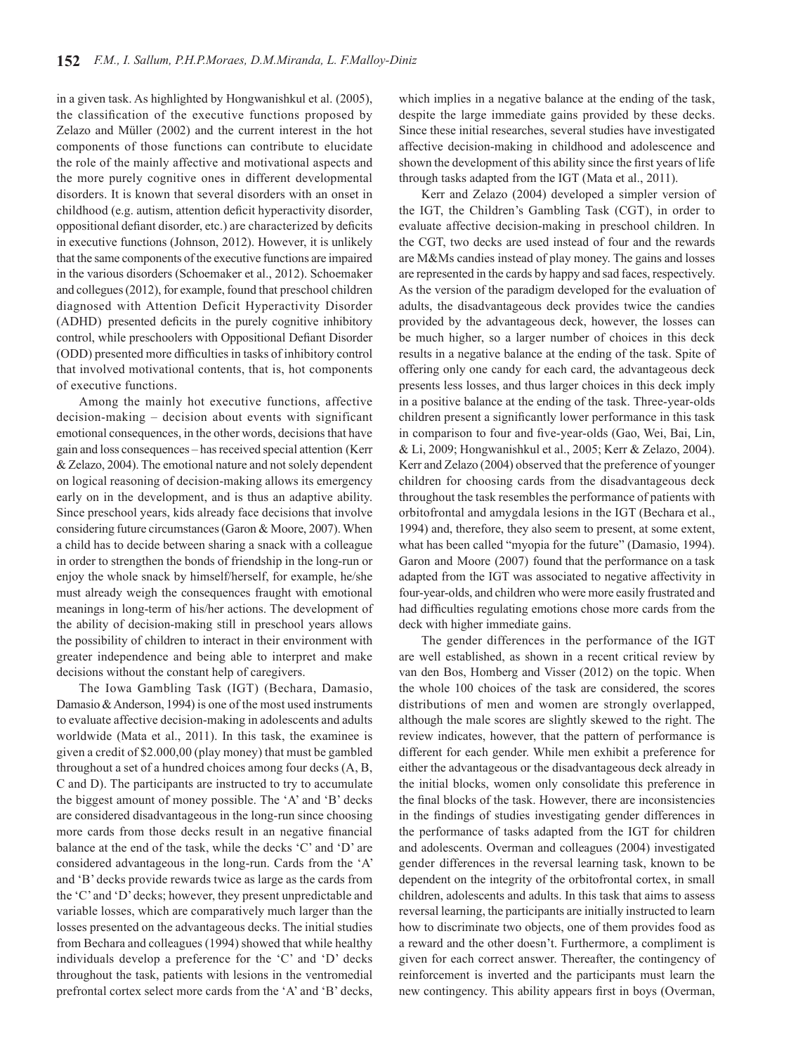in a given task. As highlighted by Hongwanishkul et al. (2005), the classification of the executive functions proposed by Zelazo and Müller (2002) and the current interest in the hot components of those functions can contribute to elucidate the role of the mainly affective and motivational aspects and the more purely cognitive ones in different developmental disorders. It is known that several disorders with an onset in childhood (e.g. autism, attention deficit hyperactivity disorder, oppositional defiant disorder, etc.) are characterized by deficits in executive functions (Johnson, 2012). However, it is unlikely that the same components of the executive functions are impaired in the various disorders (Schoemaker et al., 2012). Schoemaker and collegues (2012), for example, found that preschool children diagnosed with Attention Deficit Hyperactivity Disorder (ADHD) presented deficits in the purely cognitive inhibitory control, while preschoolers with Oppositional Defiant Disorder (ODD) presented more difficulties in tasks of inhibitory control that involved motivational contents, that is, hot components of executive functions.

Among the mainly hot executive functions, affective decision-making – decision about events with significant emotional consequences, in the other words, decisions that have gain and loss consequences – has received special attention (Kerr & Zelazo, 2004). The emotional nature and not solely dependent on logical reasoning of decision-making allows its emergency early on in the development, and is thus an adaptive ability. Since preschool years, kids already face decisions that involve considering future circumstances (Garon & Moore, 2007). When a child has to decide between sharing a snack with a colleague in order to strengthen the bonds of friendship in the long-run or enjoy the whole snack by himself/herself, for example, he/she must already weigh the consequences fraught with emotional meanings in long-term of his/her actions. The development of the ability of decision-making still in preschool years allows the possibility of children to interact in their environment with greater independence and being able to interpret and make decisions without the constant help of caregivers.

The Iowa Gambling Task (IGT) (Bechara, Damasio, Damasio & Anderson, 1994) is one of the most used instruments to evaluate affective decision-making in adolescents and adults worldwide (Mata et al., 2011). In this task, the examinee is given a credit of $2.000,00 (play money) that must be gambled throughout a set of a hundred choices among four decks (A, B, C and D). The participants are instructed to try to accumulate the biggest amount of money possible. The 'A' and 'B' decks are considered disadvantageous in the long-run since choosing more cards from those decks result in a negative financial balance at the end of the task, while the decks 'C' and 'D' are considered advantageous in the long-run. Cards from the 'A' and 'B' decks provide rewards twice as large as the cards from the 'C' and 'D' decks; however, they present unpredictable and variable losses, which are comparatively much larger than the losses presented on the advantageous decks. The initial studies from Bechara and colleagues (1994) showed that while healthy individuals develop a preference for the 'C' and 'D' decks throughout the task, patients with lesions in the ventromedial prefrontal cortex select more cards from the 'A' and 'B' decks, which implies in a negative balance at the ending of the task, despite the large immediate gains provided by these decks. Since these initial researches, several studies have investigated affective decision-making in childhood and adolescence and shown the development of this ability since the first years of life through tasks adapted from the IGT (Mata et al., 2011).

Kerr and Zelazo (2004) developed a simpler version of the IGT, the Children's Gambling Task (CGT), in order to evaluate affective decision-making in preschool children. In the CGT, two decks are used instead of four and the rewards are M&Ms candies instead of play money. The gains and losses are represented in the cards by happy and sad faces, respectively. As the version of the paradigm developed for the evaluation of adults, the disadvantageous deck provides twice the candies provided by the advantageous deck, however, the losses can be much higher, so a larger number of choices in this deck results in a negative balance at the ending of the task. Spite of offering only one candy for each card, the advantageous deck presents less losses, and thus larger choices in this deck imply in a positive balance at the ending of the task. Three-year-olds children present a significantly lower performance in this task in comparison to four and five-year-olds (Gao, Wei, Bai, Lin, & Li, 2009; Hongwanishkul et al., 2005; Kerr & Zelazo, 2004). Kerr and Zelazo (2004) observed that the preference of younger children for choosing cards from the disadvantageous deck throughout the task resembles the performance of patients with orbitofrontal and amygdala lesions in the IGT (Bechara et al., 1994) and, therefore, they also seem to present, at some extent, what has been called "myopia for the future" (Damasio, 1994). Garon and Moore (2007) found that the performance on a task adapted from the IGT was associated to negative affectivity in four-year-olds, and children who were more easily frustrated and had difficulties regulating emotions chose more cards from the deck with higher immediate gains.

The gender differences in the performance of the IGT are well established, as shown in a recent critical review by van den Bos, Homberg and Visser (2012) on the topic. When the whole 100 choices of the task are considered, the scores distributions of men and women are strongly overlapped, although the male scores are slightly skewed to the right. The review indicates, however, that the pattern of performance is different for each gender. While men exhibit a preference for either the advantageous or the disadvantageous deck already in the initial blocks, women only consolidate this preference in the final blocks of the task. However, there are inconsistencies in the findings of studies investigating gender differences in the performance of tasks adapted from the IGT for children and adolescents. Overman and colleagues (2004) investigated gender differences in the reversal learning task, known to be dependent on the integrity of the orbitofrontal cortex, in small children, adolescents and adults. In this task that aims to assess reversal learning, the participants are initially instructed to learn how to discriminate two objects, one of them provides food as a reward and the other doesn't. Furthermore, a compliment is given for each correct answer. Thereafter, the contingency of reinforcement is inverted and the participants must learn the new contingency. This ability appears first in boys (Overman,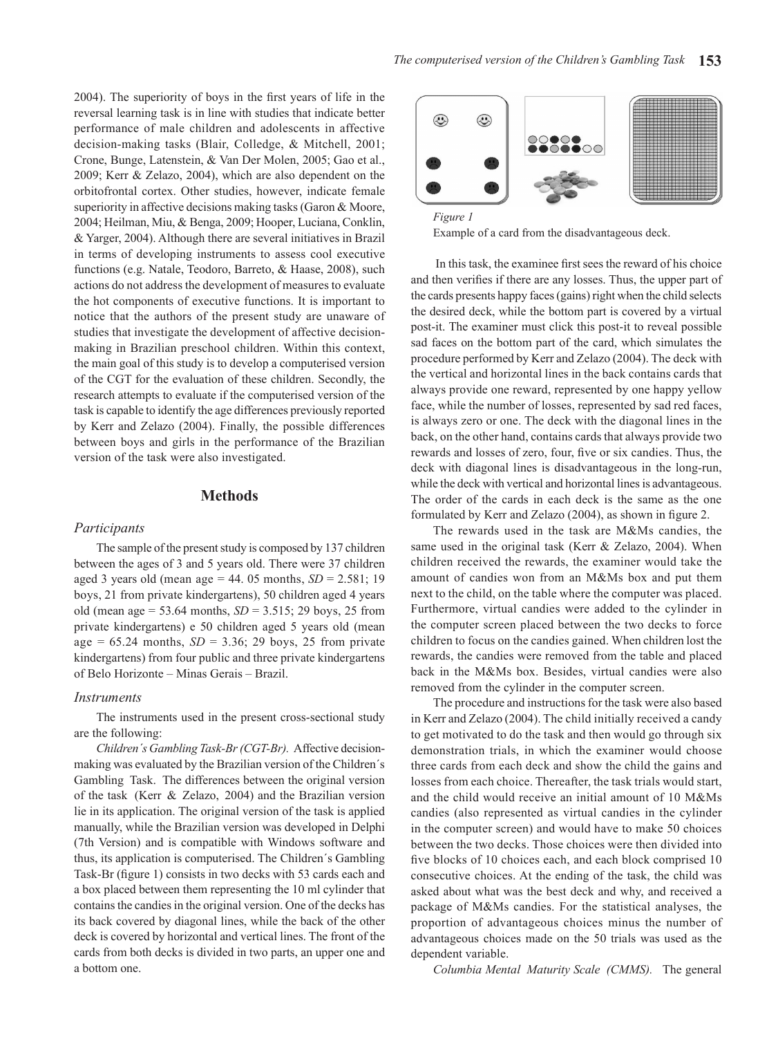2004). The superiority of boys in the first years of life in the reversal learning task is in line with studies that indicate better performance of male children and adolescents in affective decision-making tasks (Blair, Colledge, & Mitchell, 2001; Crone, Bunge, Latenstein, & Van Der Molen, 2005; Gao et al., 2009; Kerr & Zelazo, 2004), which are also dependent on the orbitofrontal cortex. Other studies, however, indicate female superiority in affective decisions making tasks (Garon & Moore, 2004; Heilman, Miu, & Benga, 2009; Hooper, Luciana, Conklin, & Yarger, 2004). Although there are several initiatives in Brazil in terms of developing instruments to assess cool executive functions (e.g. Natale, Teodoro, Barreto, & Haase, 2008), such actions do not address the development of measures to evaluate the hot components of executive functions. It is important to notice that the authors of the present study are unaware of studies that investigate the development of affective decision-making in Brazilian preschool children. Within this context, the main goal of this study is to develop a computerised version of the CGT for the evaluation of these children. Secondly, the research attempts to evaluate if the computerised version of the task is capable to identify the age differences previously reported by Kerr and Zelazo (2004). Finally, the possible differences between boys and girls in the performance of the Brazilian version of the task were also investigated.

## Methods

### Participants

The sample of the present study is composed by 137 children between the ages of 3 and 5 years old. There were 37 children aged 3 years old (mean age = 44. 05 months, *SD* = 2.581; 19 boys, 21 from private kindergartens), 50 children aged 4 years old (mean age = 53.64 months, *SD* = 3.515; 29 boys, 25 from private kindergartens) e 50 children aged 5 years old (mean age = 65.24 months, *SD* = 3.36; 29 boys, 25 from private kindergartens) from four public and three private kindergartens of Belo Horizonte – Minas Gerais – Brazil.

### Instruments

The instruments used in the present cross-sectional study are the following:

*Children´s Gambling Task-Br (CGT-Br).* Affective decision-making was evaluated by the Brazilian version of the Children´s Gambling Task. The differences between the original version of the task (Kerr & Zelazo, 2004) and the Brazilian version lie in its application. The original version of the task is applied manually, while the Brazilian version was developed in Delphi (7th Version) and is compatible with Windows software and thus, its application is computerised. The Children´s Gambling Task-Br (figure 1) consists in two decks with 53 cards each and a box placed between them representing the 10 ml cylinder that contains the candies in the original version. One of the decks has its back covered by diagonal lines, while the back of the other deck is covered by horizontal and vertical lines. The front of the cards from both decks is divided in two parts, an upper one and a bottom one.

*Figure 1*
Example of a card from the disadvantageous deck.

In this task, the examinee first sees the reward of his choice and then verifies if there are any losses. Thus, the upper part of the cards presents happy faces (gains) right when the child selects the desired deck, while the bottom part is covered by a virtual post-it. The examiner must click this post-it to reveal possible sad faces on the bottom part of the card, which simulates the procedure performed by Kerr and Zelazo (2004). The deck with the vertical and horizontal lines in the back contains cards that always provide one reward, represented by one happy yellow face, while the number of losses, represented by sad red faces, is always zero or one. The deck with the diagonal lines in the back, on the other hand, contains cards that always provide two rewards and losses of zero, four, five or six candies. Thus, the deck with diagonal lines is disadvantageous in the long-run, while the deck with vertical and horizontal lines is advantageous. The order of the cards in each deck is the same as the one formulated by Kerr and Zelazo (2004), as shown in figure 2.

The rewards used in the task are M&Ms candies, the same used in the original task (Kerr & Zelazo, 2004). When children received the rewards, the examiner would take the amount of candies won from an M&Ms box and put them next to the child, on the table where the computer was placed. Furthermore, virtual candies were added to the cylinder in the computer screen placed between the two decks to force children to focus on the candies gained. When children lost the rewards, the candies were removed from the table and placed back in the M&Ms box. Besides, virtual candies were also removed from the cylinder in the computer screen.

The procedure and instructions for the task were also based in Kerr and Zelazo (2004). The child initially received a candy to get motivated to do the task and then would go through six demonstration trials, in which the examiner would choose three cards from each deck and show the child the gains and losses from each choice. Thereafter, the task trials would start, and the child would receive an initial amount of 10 M&Ms candies (also represented as virtual candies in the cylinder in the computer screen) and would have to make 50 choices between the two decks. Those choices were then divided into five blocks of 10 choices each, and each block comprised 10 consecutive choices. At the ending of the task, the child was asked about what was the best deck and why, and received a package of M&Ms candies. For the statistical analyses, the proportion of advantageous choices minus the number of advantageous choices made on the 50 trials was used as the dependent variable.

*Columbia Mental Maturity Scale (CMMS).* The general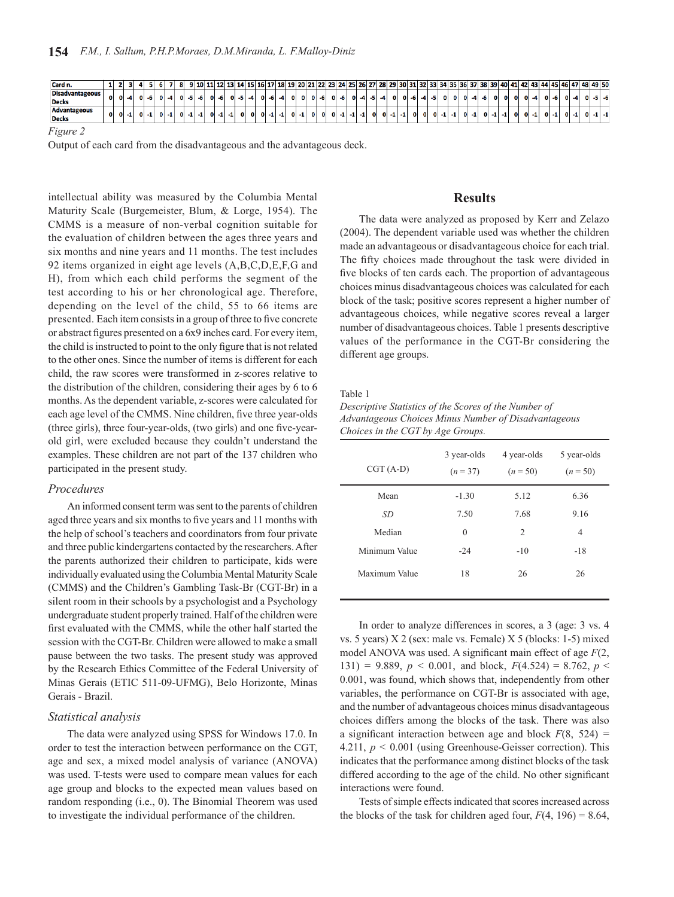| Card n. | 1 | 2 | 3 | 4 | 5 | 6 | 7 | 8 | 9 | 10 | 11 | 12 | 13 | 14 | 15 | 16 | 17 | 18 | 19 | 20 | 21 | 22 | 23 | 24 | 25 | 26 | 27 | 28 | 29 | 30 | 31 | 32 | 33 | 34 | 35 | 36 | 37 | 38 | 39 | 40 | 41 | 42 | 43 | 44 | 45 | 46 | 47 | 48 | 49 | 50 |
|---|---|---|---|---|---|---|---|---|---|---|---|---|---|---|---|---|---|---|---|---|---|---|---|---|---|---|---|---|---|---|---|---|---|---|---|---|---|---|---|---|---|---|---|---|---|---|---|---|---|---|
| Disadvantageous Decks | 0 | 0 | -4 | 0 | -6 | 0 | -4 | 0 | -5 | -6 | 0 | -6 | 0 | -5 | -4 | 0 | -6 | -4 | 0 | 0 | 0 | -6 | 0 | -6 | 0 | -4 | -5 | -4 | 0 | 0 | -6 | -4 | -5 | 0 | 0 | 0 | -4 | -6 | 0 | 0 | 0 | 0 | -4 | 0 | -6 | 0 | -4 | 0 | -5 | -6 |
| Advantageous Decks | 0 | 0 | -1 | 0 | -1 | 0 | -1 | 0 | -1 | -1 | 0 | -1 | -1 | 0 | 0 | 0 | -1 | -1 | 0 | -1 | 0 | 0 | 0 | -1 | -1 | -1 | 0 | 0 | -1 | -1 | 0 | 0 | 0 | -1 | -1 | 0 | -1 | 0 | -1 | -1 | 0 | 0 | -1 | 0 | -1 | 0 | -1 | 0 | -1 | -1 |

*Figure 2*

Output of each card from the disadvantageous and the advantageous deck.

intellectual ability was measured by the Columbia Mental Maturity Scale (Burgemeister, Blum, & Lorge, 1954). The CMMS is a measure of non-verbal cognition suitable for the evaluation of children between the ages three years and six months and nine years and 11 months. The test includes 92 items organized in eight age levels (A,B,C,D,E,F,G and H), from which each child performs the segment of the test according to his or her chronological age. Therefore, depending on the level of the child, 55 to 66 items are presented. Each item consists in a group of three to five concrete or abstract figures presented on a 6x9 inches card. For every item, the child is instructed to point to the only figure that is not related to the other ones. Since the number of items is different for each child, the raw scores were transformed in z-scores relative to the distribution of the children, considering their ages by 6 to 6 months. As the dependent variable, z-scores were calculated for each age level of the CMMS. Nine children, five three year-olds (three girls), three four-year-olds, (two girls) and one five-year-old girl, were excluded because they couldn't understand the examples. These children are not part of the 137 children who participated in the present study.

### *Procedures*

An informed consent term was sent to the parents of children aged three years and six months to five years and 11 months with the help of school's teachers and coordinators from four private and three public kindergartens contacted by the researchers. After the parents authorized their children to participate, kids were individually evaluated using the Columbia Mental Maturity Scale (CMMS) and the Children's Gambling Task-Br (CGT-Br) in a silent room in their schools by a psychologist and a Psychology undergraduate student properly trained. Half of the children were first evaluated with the CMMS, while the other half started the session with the CGT-Br. Children were allowed to make a small pause between the two tasks. The present study was approved by the Research Ethics Committee of the Federal University of Minas Gerais (ETIC 511-09-UFMG), Belo Horizonte, Minas Gerais - Brazil.

### *Statistical analysis*

The data were analyzed using SPSS for Windows 17.0. In order to test the interaction between performance on the CGT, age and sex, a mixed model analysis of variance (ANOVA) was used. T-tests were used to compare mean values for each age group and blocks to the expected mean values based on random responding (i.e., 0). The Binomial Theorem was used to investigate the individual performance of the children.

## Results

The data were analyzed as proposed by Kerr and Zelazo (2004). The dependent variable used was whether the children made an advantageous or disadvantageous choice for each trial. The fifty choices made throughout the task were divided in five blocks of ten cards each. The proportion of advantageous choices minus disadvantageous choices was calculated for each block of the task; positive scores represent a higher number of advantageous choices, while negative scores reveal a larger number of disadvantageous choices. Table 1 presents descriptive values of the performance in the CGT-Br considering the different age groups.

Table 1

*Descriptive Statistics of the Scores of the Number of Advantageous Choices Minus Number of Disadvantageous Choices in the CGT by Age Groups.*

| CGT (A-D) | 3 year-olds ($n$ = 37) | 4 year-olds ($n$ = 50) | 5 year-olds ($n$ = 50) |
|---|---|---|---|
| Mean | -1.30 | 5.12 | 6.36 |
| *SD* | 7.50 | 7.68 | 9.16 |
| Median | 0 | 2 | 4 |
| Minimum Value | -24 | -10 | -18 |
| Maximum Value | 18 | 26 | 26 |

In order to analyze differences in scores, a 3 (age: 3 vs. 4 vs. 5 years) X 2 (sex: male vs. Female) X 5 (blocks: 1-5) mixed model ANOVA was used. A significant main effect of age $F(2, 131) = 9.889$, $p < 0.001$, and block, $F(4.524) = 8.762$, $p < 0.001$, was found, which shows that, independently from other variables, the performance on CGT-Br is associated with age, and the number of advantageous choices minus disadvantageous choices differs among the blocks of the task. There was also a significant interaction between age and block $F(8, 524) = 4.211$, $p < 0.001$ (using Greenhouse-Geisser correction). This indicates that the performance among distinct blocks of the task differed according to the age of the child. No other significant interactions were found.

Tests of simple effects indicated that scores increased across the blocks of the task for children aged four, $F(4, 196) = 8.64$,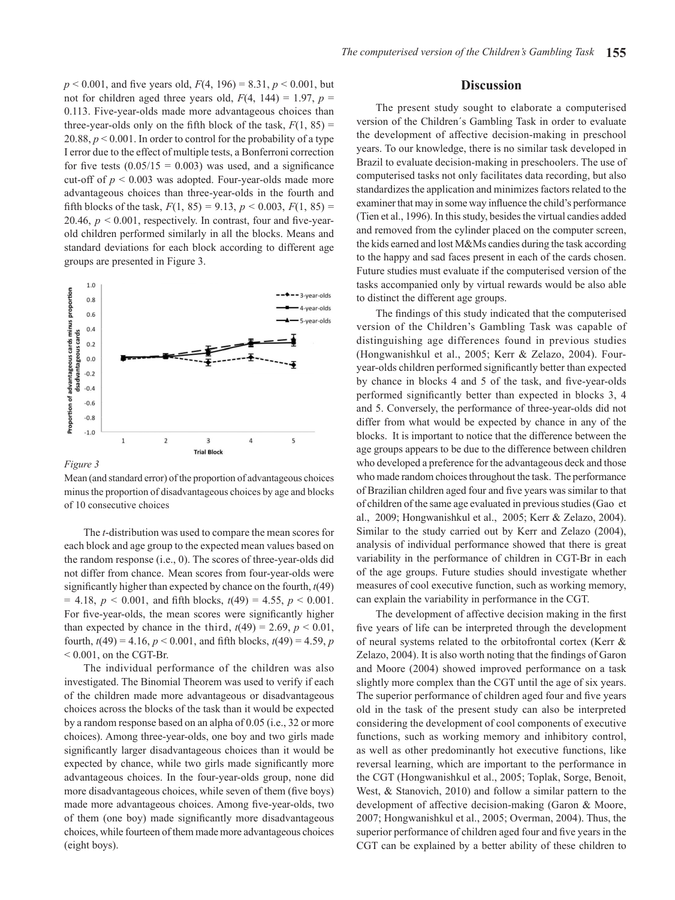$p < 0.001$, and five years old, $F(4, 196) = 8.31$, $p < 0.001$, but not for children aged three years old, $F(4, 144) = 1.97$, $p = 0.113$. Five-year-olds made more advantageous choices than three-year-olds only on the fifth block of the task, $F(1, 85) = 20.88$, $p < 0.001$. In order to control for the probability of a type I error due to the effect of multiple tests, a Bonferroni correction for five tests ($0.05/15 = 0.003$) was used, and a significance cut-off of $p < 0.003$ was adopted. Four-year-olds made more advantageous choices than three-year-olds in the fourth and fifth blocks of the task, $F(1, 85) = 9.13$, $p < 0.003$, $F(1, 85) = 20.46$, $p < 0.001$, respectively. In contrast, four and five-year-old children performed similarly in all the blocks. Means and standard deviations for each block according to different age groups are presented in Figure 3.

*Figure 3*

Mean (and standard error) of the proportion of advantageous choices minus the proportion of disadvantageous choices by age and blocks of 10 consecutive choices

The *t*-distribution was used to compare the mean scores for each block and age group to the expected mean values based on the random response (i.e., 0). The scores of three-year-olds did not differ from chance. Mean scores from four-year-olds were significantly higher than expected by chance on the fourth, $t(49) = 4.18$, $p < 0.001$, and fifth blocks, $t(49) = 4.55$, $p < 0.001$. For five-year-olds, the mean scores were significantly higher than expected by chance in the third, $t(49) = 2.69$, $p < 0.01$, fourth, $t(49) = 4.16$, $p < 0.001$, and fifth blocks, $t(49) = 4.59$, $p < 0.001$, on the CGT-Br.

The individual performance of the children was also investigated. The Binomial Theorem was used to verify if each of the children made more advantageous or disadvantageous choices across the blocks of the task than it would be expected by a random response based on an alpha of 0.05 (i.e., 32 or more choices). Among three-year-olds, one boy and two girls made significantly larger disadvantageous choices than it would be expected by chance, while two girls made significantly more advantageous choices. In the four-year-olds group, none did more disadvantageous choices, while seven of them (five boys) made more advantageous choices. Among five-year-olds, two of them (one boy) made significantly more disadvantageous choices, while fourteen of them made more advantageous choices (eight boys).

## Discussion

The present study sought to elaborate a computerised version of the Children´s Gambling Task in order to evaluate the development of affective decision-making in preschool years. To our knowledge, there is no similar task developed in Brazil to evaluate decision-making in preschoolers. The use of computerised tasks not only facilitates data recording, but also standardizes the application and minimizes factors related to the examiner that may in some way influence the child's performance (Tien et al., 1996). In this study, besides the virtual candies added and removed from the cylinder placed on the computer screen, the kids earned and lost M&Ms candies during the task according to the happy and sad faces present in each of the cards chosen. Future studies must evaluate if the computerised version of the tasks accompanied only by virtual rewards would be also able to distinct the different age groups.

The findings of this study indicated that the computerised version of the Children's Gambling Task was capable of distinguishing age differences found in previous studies (Hongwanishkul et al., 2005; Kerr & Zelazo, 2004). Four-year-olds children performed significantly better than expected by chance in blocks 4 and 5 of the task, and five-year-olds performed significantly better than expected in blocks 3, 4 and 5. Conversely, the performance of three-year-olds did not differ from what would be expected by chance in any of the blocks. It is important to notice that the difference between the age groups appears to be due to the difference between children who developed a preference for the advantageous deck and those who made random choices throughout the task. The performance of Brazilian children aged four and five years was similar to that of children of the same age evaluated in previous studies (Gao et al., 2009; Hongwanishkul et al., 2005; Kerr & Zelazo, 2004). Similar to the study carried out by Kerr and Zelazo (2004), analysis of individual performance showed that there is great variability in the performance of children in CGT-Br in each of the age groups. Future studies should investigate whether measures of cool executive function, such as working memory, can explain the variability in performance in the CGT.

The development of affective decision making in the first five years of life can be interpreted through the development of neural systems related to the orbitofrontal cortex (Kerr & Zelazo, 2004). It is also worth noting that the findings of Garon and Moore (2004) showed improved performance on a task slightly more complex than the CGT until the age of six years. The superior performance of children aged four and five years old in the task of the present study can also be interpreted considering the development of cool components of executive functions, such as working memory and inhibitory control, as well as other predominantly hot executive functions, like reversal learning, which are important to the performance in the CGT (Hongwanishkul et al., 2005; Toplak, Sorge, Benoit, West, & Stanovich, 2010) and follow a similar pattern to the development of affective decision-making (Garon & Moore, 2007; Hongwanishkul et al., 2005; Overman, 2004). Thus, the superior performance of children aged four and five years in the CGT can be explained by a better ability of these children to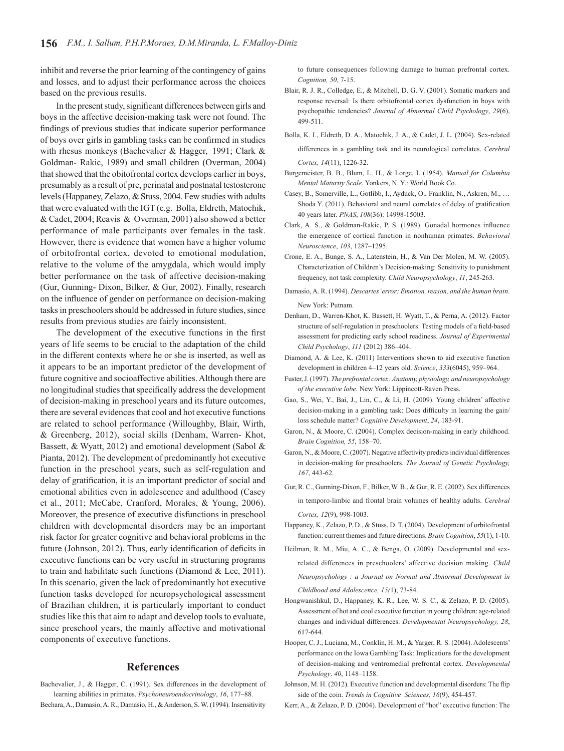inhibit and reverse the prior learning of the contingency of gains and losses, and to adjust their performance across the choices based on the previous results.

In the present study, significant differences between girls and boys in the affective decision-making task were not found. The findings of previous studies that indicate superior performance of boys over girls in gambling tasks can be confirmed in studies with rhesus monkeys (Bachevalier & Hagger, 1991; Clark & Goldman- Rakic, 1989) and small children (Overman, 2004) that showed that the obitofrontal cortex develops earlier in boys, presumably as a result of pre, perinatal and postnatal testosterone levels (Happaney, Zelazo, & Stuss, 2004. Few studies with adults that were evaluated with the IGT (e.g. Bolla, Eldreth, Matochik, & Cadet, 2004; Reavis & Overman, 2001) also showed a better performance of male participants over females in the task. However, there is evidence that women have a higher volume of orbitofrontal cortex, devoted to emotional modulation, relative to the volume of the amygdala, which would imply better performance on the task of affective decision-making (Gur, Gunning- Dixon, Bilker, & Gur, 2002). Finally, research on the influence of gender on performance on decision-making tasks in preschoolers should be addressed in future studies, since results from previous studies are fairly inconsistent.

The development of the executive functions in the first years of life seems to be crucial to the adaptation of the child in the different contexts where he or she is inserted, as well as it appears to be an important predictor of the development of future cognitive and socioaffective abilities. Although there are no longitudinal studies that specifically address the development of decision-making in preschool years and its future outcomes, there are several evidences that cool and hot executive functions are related to school performance (Willoughby, Blair, Wirth, & Greenberg, 2012), social skills (Denham, Warren- Khot, Bassett, & Wyatt, 2012) and emotional development (Sabol & Pianta, 2012). The development of predominantly hot executive function in the preschool years, such as self-regulation and delay of gratification, it is an important predictor of social and emotional abilities even in adolescence and adulthood (Casey et al., 2011; McCabe, Cranford, Morales, & Young, 2006). Moreover, the presence of executive disfunctions in preschool children with developmental disorders may be an important risk factor for greater cognitive and behavioral problems in the future (Johnson, 2012). Thus, early identification of deficits in executive functions can be very useful in structuring programs to train and habilitate such functions (Diamond & Lee, 2011). In this scenario, given the lack of predominantly hot executive function tasks developed for neuropsychological assessment of Brazilian children, it is particularly important to conduct studies like this that aim to adapt and develop tools to evaluate, since preschool years, the mainly affective and motivational components of executive functions.

## References

Bachevalier, J., & Hagger, C. (1991). Sex differences in the development of learning abilities in primates. *Psychoneuroendocrinology*, *16*, 177–88.

Bechara, A., Damasio, A. R., Damasio, H., & Anderson, S. W. (1994). Insensitivity to future consequences following damage to human prefrontal cortex. *Cognition, 50*, 7-15.

Blair, R. J. R., Colledge, E., & Mitchell, D. G. V. (2001). Somatic markers and response reversal: Is there orbitofrontal cortex dysfunction in boys with psychopathic tendencies? *Journal of Abnormal Child Psychology*, *29*(6), 499-511.

Bolla, K. I., Eldreth, D. A., Matochik, J. A., & Cadet, J. L. (2004). Sex-related differences in a gambling task and its neurological correlates. *Cerebral Cortex, 14*(11), 1226-32.

Burgemeister, B. B., Blum, L. H., & Lorge, I. (1954). *Manual for Columbia Mental Maturity Scale*. Yonkers, N. Y.: World Book Co.

Casey, B., Somerville, L., Gotlibb, I., Ayduck, O., Franklin, N., Askren, M., … Shoda Y. (2011). Behavioral and neural correlates of delay of gratification 40 years later. *PNAS*, *108*(36): 14998-15003.

Clark, A. S., & Goldman-Rakic, P. S. (1989). Gonadal hormones influence the emergence of cortical function in nonhuman primates. *Behavioral Neuroscience*, *103*, 1287–1295.

Crone, E. A., Bunge, S. A., Latenstein, H., & Van Der Molen, M. W. (2005). Characterization of Children's Decision-making: Sensitivity to punishment frequency, not task complexity. *Child Neuropsychology*, *11*, 245-263.

Damasio, A. R. (1994). *Descartes' error: Emotion, reason, and the human brain*. New York: Putnam.

Denham, D., Warren-Khot, K. Bassett, H. Wyatt, T., & Perna, A. (2012). Factor structure of self-regulation in preschoolers: Testing models of a field-based assessment for predicting early school readiness. *Journal of Experimental Child Psychology*, *111* (2012) 386–404.

Diamond, A. & Lee, K. (2011) Interventions shown to aid executive function development in children 4–12 years old. *Science*, *333*(6045), 959–964.

Fuster, J. (1997). *The prefrontal cortex: Anatomy, physiology, and neuropsychology of the executive lobe*. New York: Lippincott-Raven Press.

Gao, S., Wei, Y., Bai, J., Lin, C., & Li, H. (2009). Young children' affective decision-making in a gambling task: Does difficulty in learning the gain/loss schedule matter? *Cognitive Development*, *24*, 183-91.

Garon, N., & Moore, C. (2004). Complex decision-making in early childhood. *Brain Cognition, 55*, 158–70.

Garon, N., & Moore, C. (2007). Negative affectivity predicts individual differences in decision-making for preschoolers. *The Journal of Genetic Psychology, 167*, 443-62.

Gur, R. C., Gunning-Dixon, F., Bilker, W. B., & Gur, R. E. (2002). Sex differences in temporo-limbic and frontal brain volumes of healthy adults. *Cerebral Cortex, 12*(9), 998-1003.

Happaney, K., Zelazo, P. D., & Stuss, D. T. (2004). Development of orbitofrontal function: current themes and future directions. *Brain Cognition*, *55*(1), 1-10.

Heilman, R. M., Miu, A. C., & Benga, O. (2009). Developmental and sex-related differences in preschoolers' affective decision making. *Child Neuropsychology : a Journal on Normal and Abnormal Development in Childhood and Adolescence, 15(*1), 73-84.

Hongwanishkul, D., Happaney, K. R., Lee, W. S. C., & Zelazo, P. D. (2005). Assessment of hot and cool executive function in young children: age-related changes and individual differences. *Developmental Neuropsychology, 28*, 617-644.

Hooper, C. J., Luciana, M., Conklin, H. M., & Yarger, R. S. (2004). Adolescents' performance on the Iowa Gambling Task: Implications for the development of decision-making and ventromedial prefrontal cortex. *Developmental Psychology*. *40*, 1148–1158.

Johnson, M. H. (2012). Executive function and developmental disorders: The flip side of the coin. *Trends in Cognitive Sciences*, *16*(9), 454-457.

Kerr, A., & Zelazo, P. D. (2004). Development of "hot" executive function: The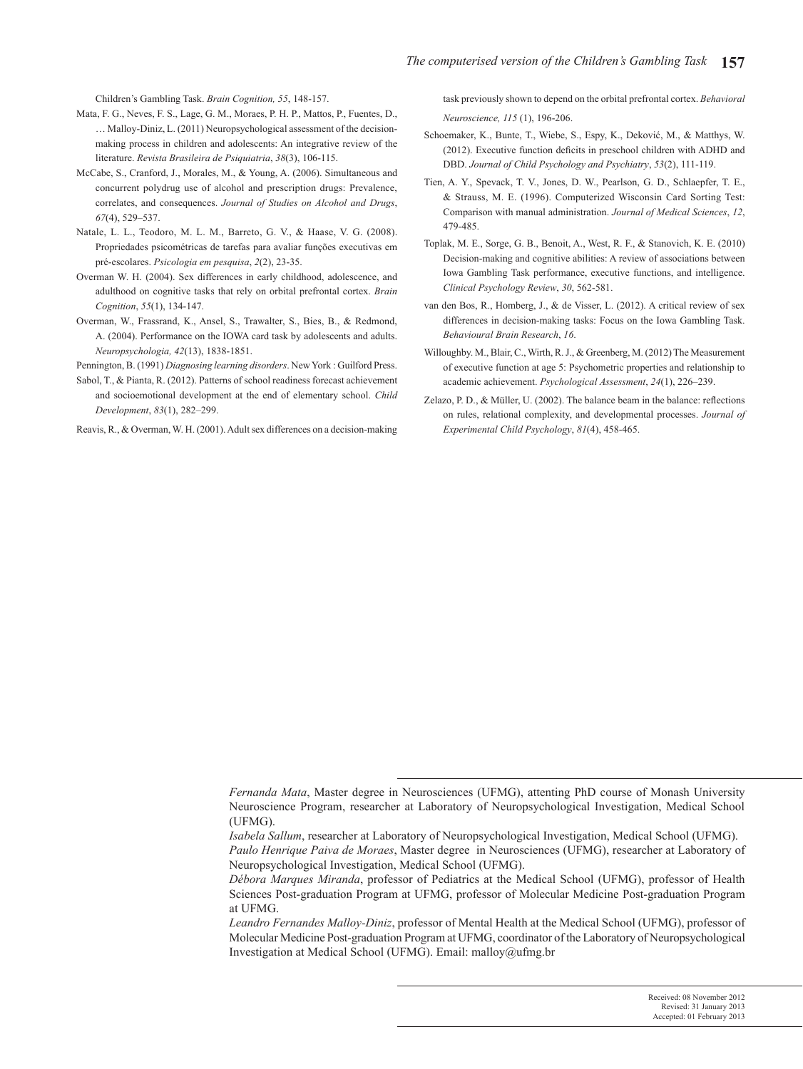Children's Gambling Task. *Brain Cognition, 55*, 148-157.

Mata, F. G., Neves, F. S., Lage, G. M., Moraes, P. H. P., Mattos, P., Fuentes, D., … Malloy-Diniz, L. (2011) Neuropsychological assessment of the decision-making process in children and adolescents: An integrative review of the literature. *Revista Brasileira de Psiquiatria*, *38*(3), 106-115.

McCabe, S., Cranford, J., Morales, M., & Young, A. (2006). Simultaneous and concurrent polydrug use of alcohol and prescription drugs: Prevalence, correlates, and consequences. *Journal of Studies on Alcohol and Drugs*, *67*(4), 529–537.

Natale, L. L., Teodoro, M. L. M., Barreto, G. V., & Haase, V. G. (2008). Propriedades psicométricas de tarefas para avaliar funções executivas em pré-escolares. *Psicologia em pesquisa*, *2*(2), 23-35.

Overman W. H. (2004). Sex differences in early childhood, adolescence, and adulthood on cognitive tasks that rely on orbital prefrontal cortex. *Brain Cognition*, *55*(1), 134-147.

Overman, W., Frassrand, K., Ansel, S., Trawalter, S., Bies, B., & Redmond, A. (2004). Performance on the IOWA card task by adolescents and adults. *Neuropsychologia, 42*(13), 1838-1851.

Pennington, B. (1991) *Diagnosing learning disorders*. New York : Guilford Press.

Sabol, T., & Pianta, R. (2012). Patterns of school readiness forecast achievement and socioemotional development at the end of elementary school. *Child Development*, *83*(1), 282–299.

Reavis, R., & Overman, W. H. (2001). Adult sex differences on a decision-making task previously shown to depend on the orbital prefrontal cortex. *Behavioral Neuroscience, 115* (1), 196-206.

Schoemaker, K., Bunte, T., Wiebe, S., Espy, K., Deković, M., & Matthys, W. (2012). Executive function deficits in preschool children with ADHD and DBD. *Journal of Child Psychology and Psychiatry*, *53*(2), 111-119.

Tien, A. Y., Spevack, T. V., Jones, D. W., Pearlson, G. D., Schlaepfer, T. E., & Strauss, M. E. (1996). Computerized Wisconsin Card Sorting Test: Comparison with manual administration. *Journal of Medical Sciences*, *12*, 479-485.

Toplak, M. E., Sorge, G. B., Benoit, A., West, R. F., & Stanovich, K. E. (2010) Decision-making and cognitive abilities: A review of associations between Iowa Gambling Task performance, executive functions, and intelligence. *Clinical Psychology Review*, *30*, 562-581.

van den Bos, R., Homberg, J., & de Visser, L. (2012). A critical review of sex differences in decision-making tasks: Focus on the Iowa Gambling Task. *Behavioural Brain Research*, *16*.

Willoughby. M., Blair, C., Wirth, R. J., & Greenberg, M. (2012) The Measurement of executive function at age 5: Psychometric properties and relationship to academic achievement. *Psychological Assessment*, *24*(1), 226–239.

Zelazo, P. D., & Müller, U. (2002). The balance beam in the balance: reflections on rules, relational complexity, and developmental processes. *Journal of Experimental Child Psychology*, *81*(4), 458-465.

---

*Fernanda Mata*, Master degree in Neurosciences (UFMG), attenting PhD course of Monash University Neuroscience Program, researcher at Laboratory of Neuropsychological Investigation, Medical School (UFMG).

*Isabela Sallum*, researcher at Laboratory of Neuropsychological Investigation, Medical School (UFMG).

*Paulo Henrique Paiva de Moraes*, Master degree in Neurosciences (UFMG), researcher at Laboratory of Neuropsychological Investigation, Medical School (UFMG).

*Débora Marques Miranda*, professor of Pediatrics at the Medical School (UFMG), professor of Health Sciences Post-graduation Program at UFMG, professor of Molecular Medicine Post-graduation Program at UFMG.

*Leandro Fernandes Malloy-Diniz*, professor of Mental Health at the Medical School (UFMG), professor of Molecular Medicine Post-graduation Program at UFMG, coordinator of the Laboratory of Neuropsychological Investigation at Medical School (UFMG). Email: malloy@ufmg.br

---

Received: 08 November 2012
Revised: 31 January 2013
Accepted: 01 February 2013